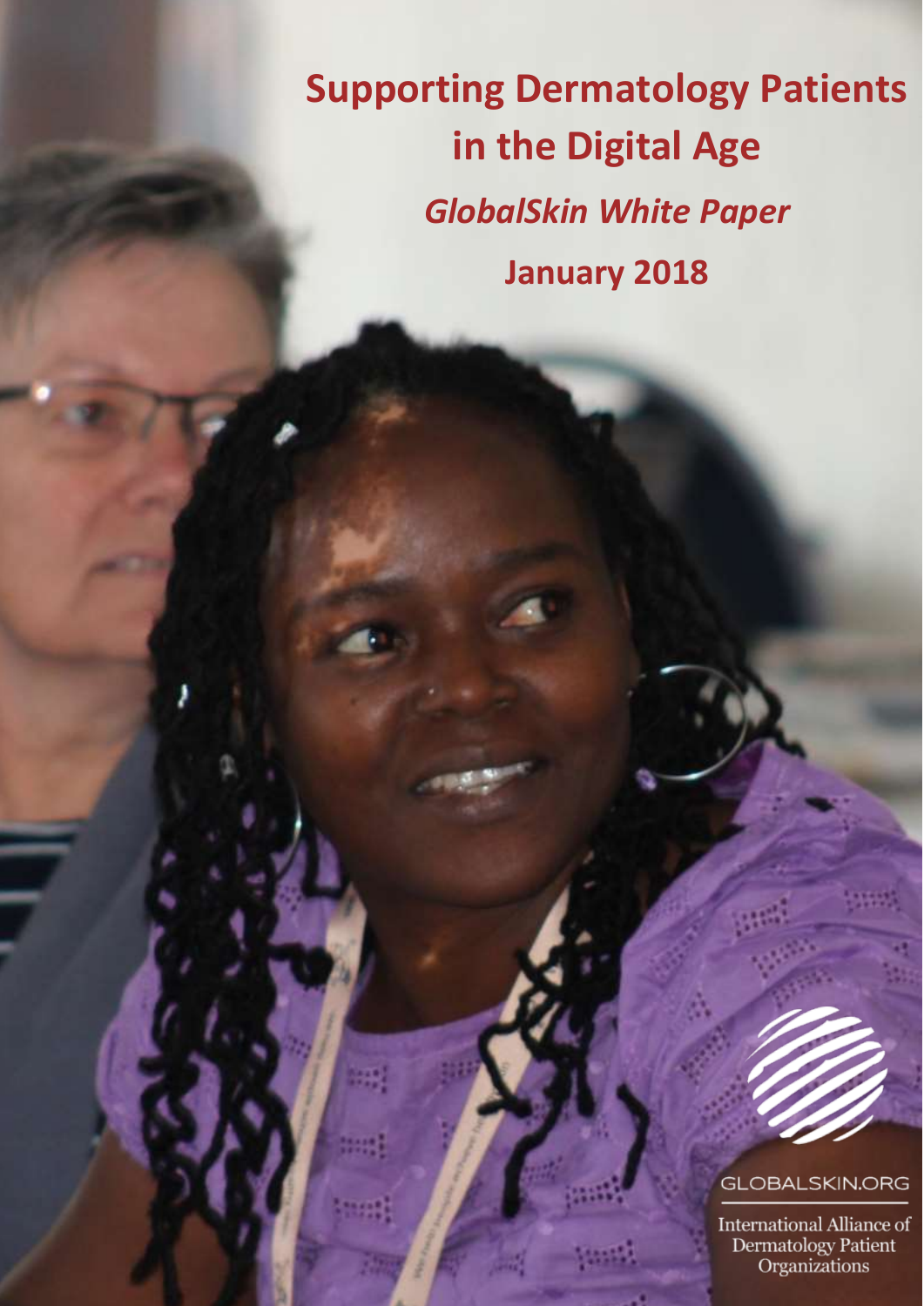# Supporting Dermatology Patients in the Digital Age

## *GlobalSkin White Paper*

**January 2018**

GLOBALSKIN.ORG

International Alliance of Dermatology Patient Organizations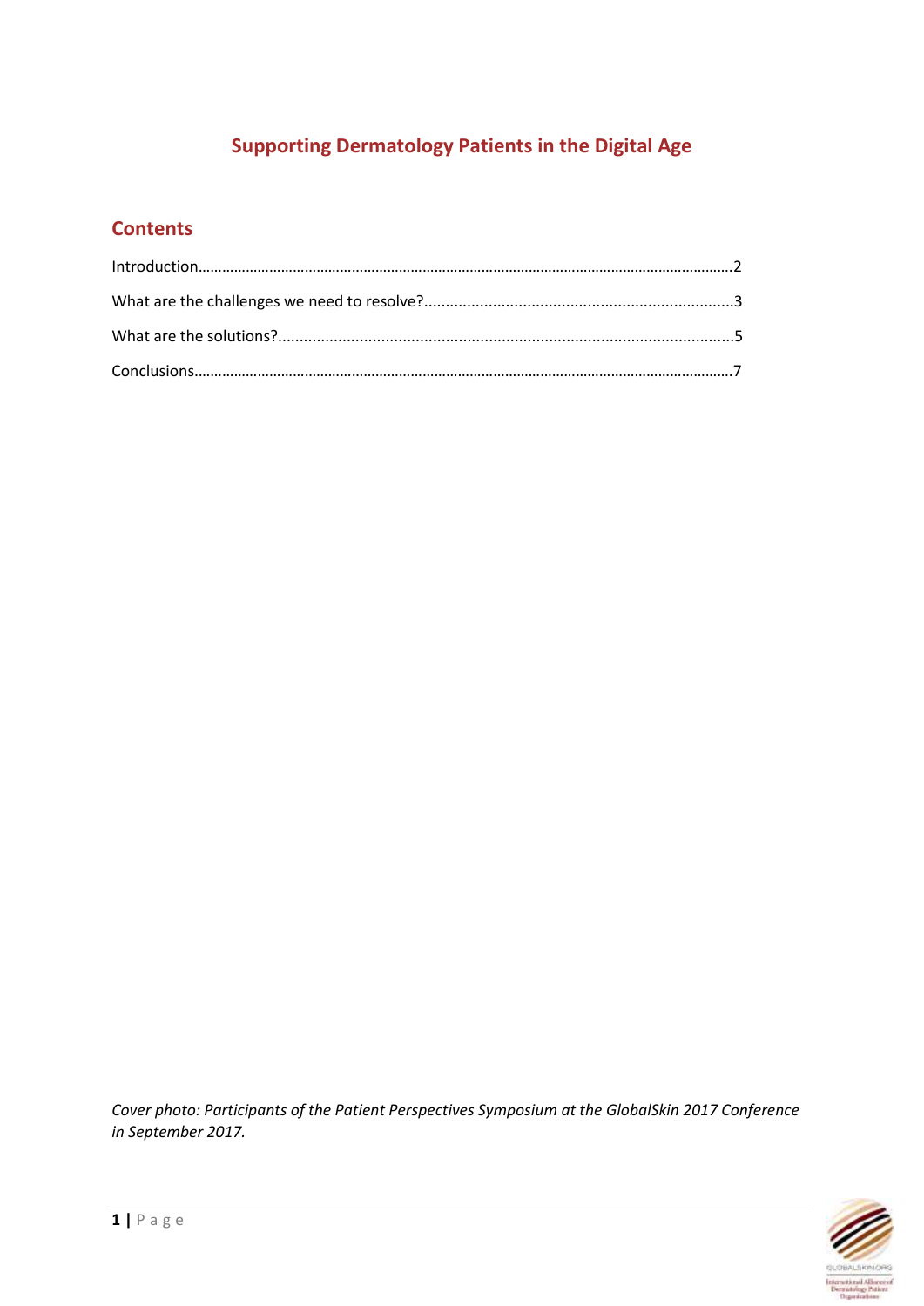# Supporting Dermatology Patients in the Digital Age

## Contents

Introduction……………………………………………………………………………………………………………………..2

What are the challenges we need to resolve?........................................................................3

What are the solutions?.........................................................................................................5

Conclusions…………………………………………………………………………………………………………………….7

*Cover photo: Participants of the Patient Perspectives Symposium at the GlobalSkin 2017 Conference in September 2017.*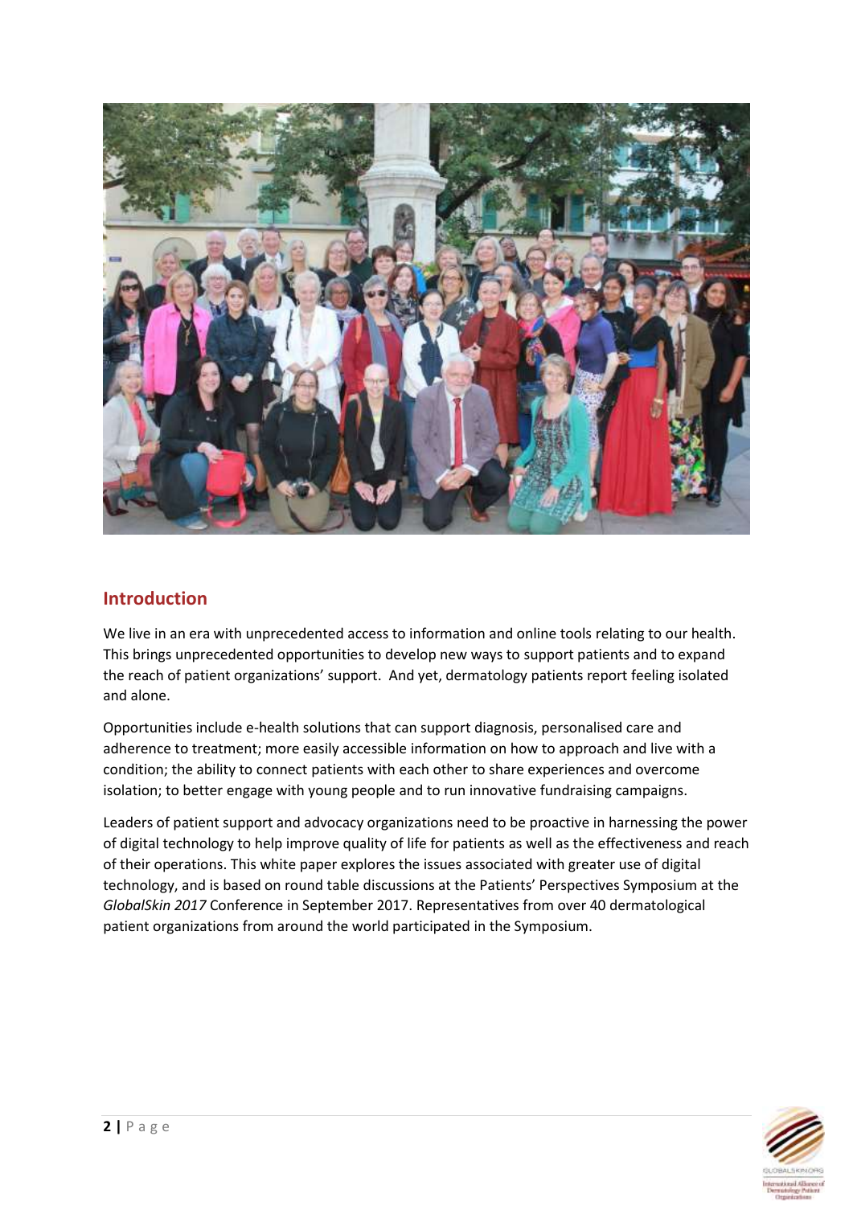## Introduction

We live in an era with unprecedented access to information and online tools relating to our health. This brings unprecedented opportunities to develop new ways to support patients and to expand the reach of patient organizations' support. And yet, dermatology patients report feeling isolated and alone.

Opportunities include e-health solutions that can support diagnosis, personalised care and adherence to treatment; more easily accessible information on how to approach and live with a condition; the ability to connect patients with each other to share experiences and overcome isolation; to better engage with young people and to run innovative fundraising campaigns.

Leaders of patient support and advocacy organizations need to be proactive in harnessing the power of digital technology to help improve quality of life for patients as well as the effectiveness and reach of their operations. This white paper explores the issues associated with greater use of digital technology, and is based on round table discussions at the Patients' Perspectives Symposium at the *GlobalSkin 2017* Conference in September 2017. Representatives from over 40 dermatological patient organizations from around the world participated in the Symposium.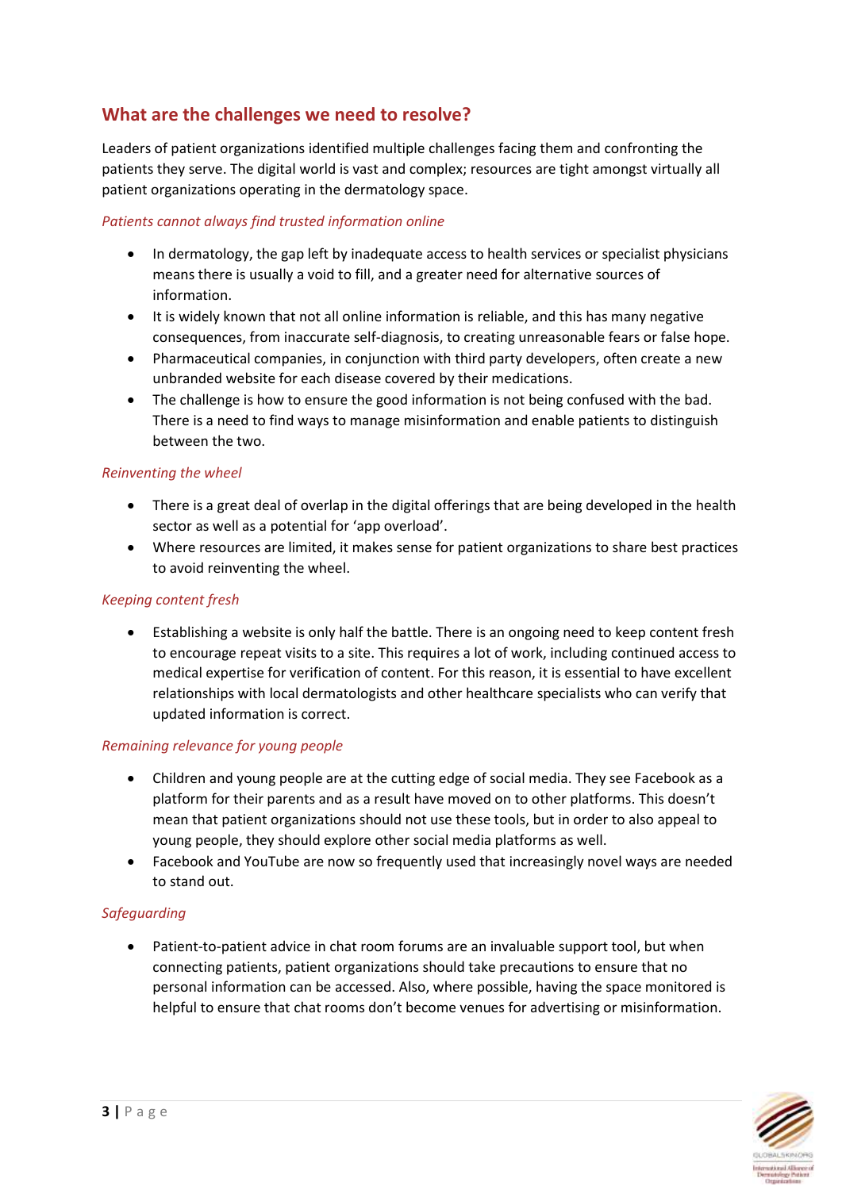## What are the challenges we need to resolve?

Leaders of patient organizations identified multiple challenges facing them and confronting the patients they serve. The digital world is vast and complex; resources are tight amongst virtually all patient organizations operating in the dermatology space.

*Patients cannot always find trusted information online*

- In dermatology, the gap left by inadequate access to health services or specialist physicians means there is usually a void to fill, and a greater need for alternative sources of information.
- It is widely known that not all online information is reliable, and this has many negative consequences, from inaccurate self-diagnosis, to creating unreasonable fears or false hope.
- Pharmaceutical companies, in conjunction with third party developers, often create a new unbranded website for each disease covered by their medications.
- The challenge is how to ensure the good information is not being confused with the bad. There is a need to find ways to manage misinformation and enable patients to distinguish between the two.

*Reinventing the wheel*

- There is a great deal of overlap in the digital offerings that are being developed in the health sector as well as a potential for 'app overload'.
- Where resources are limited, it makes sense for patient organizations to share best practices to avoid reinventing the wheel.

*Keeping content fresh*

- Establishing a website is only half the battle. There is an ongoing need to keep content fresh to encourage repeat visits to a site. This requires a lot of work, including continued access to medical expertise for verification of content. For this reason, it is essential to have excellent relationships with local dermatologists and other healthcare specialists who can verify that updated information is correct.

*Remaining relevance for young people*

- Children and young people are at the cutting edge of social media. They see Facebook as a platform for their parents and as a result have moved on to other platforms. This doesn't mean that patient organizations should not use these tools, but in order to also appeal to young people, they should explore other social media platforms as well.
- Facebook and YouTube are now so frequently used that increasingly novel ways are needed to stand out.

*Safeguarding*

- Patient-to-patient advice in chat room forums are an invaluable support tool, but when connecting patients, patient organizations should take precautions to ensure that no personal information can be accessed. Also, where possible, having the space monitored is helpful to ensure that chat rooms don't become venues for advertising or misinformation.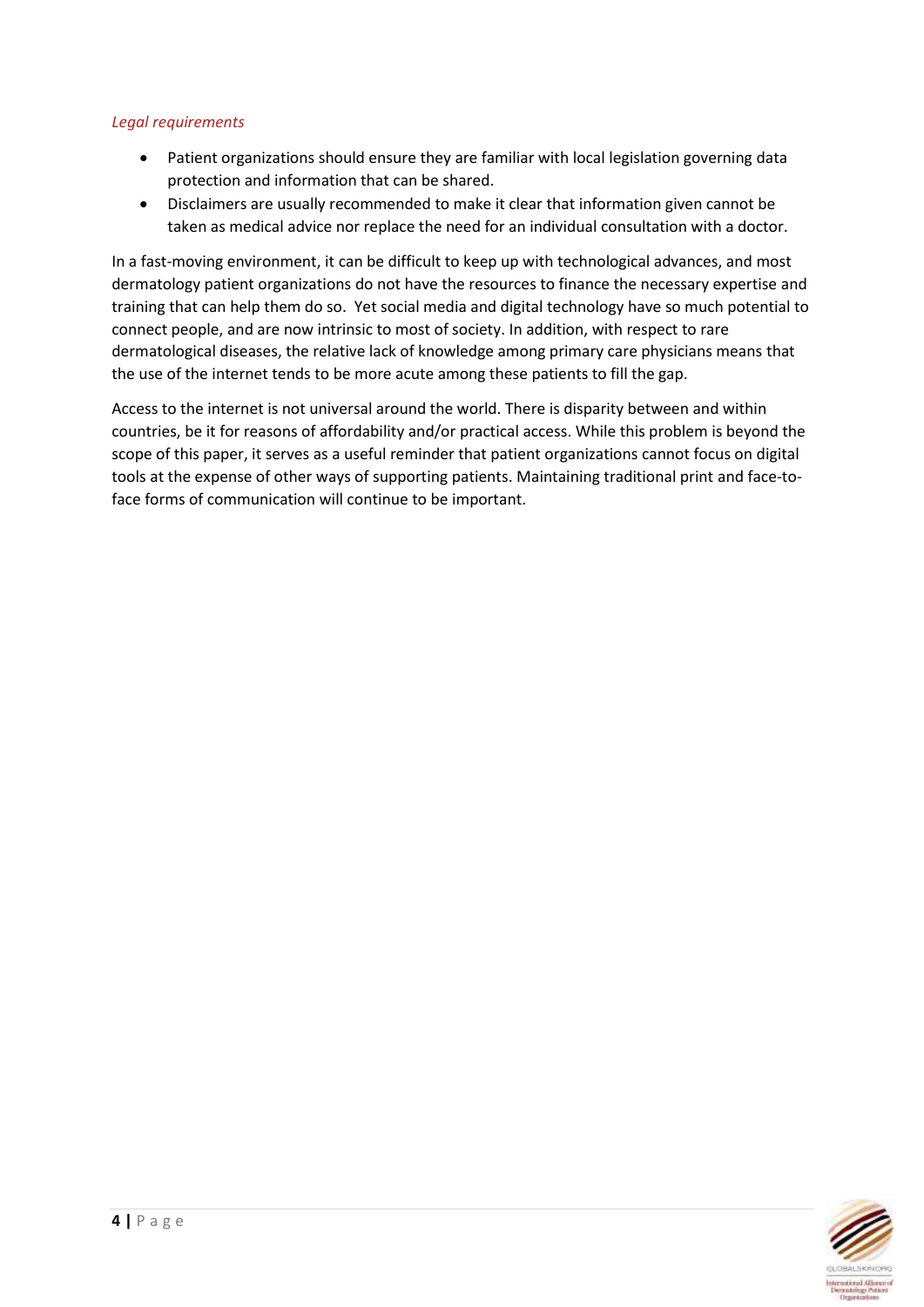*Legal requirements*

- Patient organizations should ensure they are familiar with local legislation governing data protection and information that can be shared.
- Disclaimers are usually recommended to make it clear that information given cannot be taken as medical advice nor replace the need for an individual consultation with a doctor.

In a fast-moving environment, it can be difficult to keep up with technological advances, and most dermatology patient organizations do not have the resources to finance the necessary expertise and training that can help them do so. Yet social media and digital technology have so much potential to connect people, and are now intrinsic to most of society. In addition, with respect to rare dermatological diseases, the relative lack of knowledge among primary care physicians means that the use of the internet tends to be more acute among these patients to fill the gap.

Access to the internet is not universal around the world. There is disparity between and within countries, be it for reasons of affordability and/or practical access. While this problem is beyond the scope of this paper, it serves as a useful reminder that patient organizations cannot focus on digital tools at the expense of other ways of supporting patients. Maintaining traditional print and face-to-face forms of communication will continue to be important.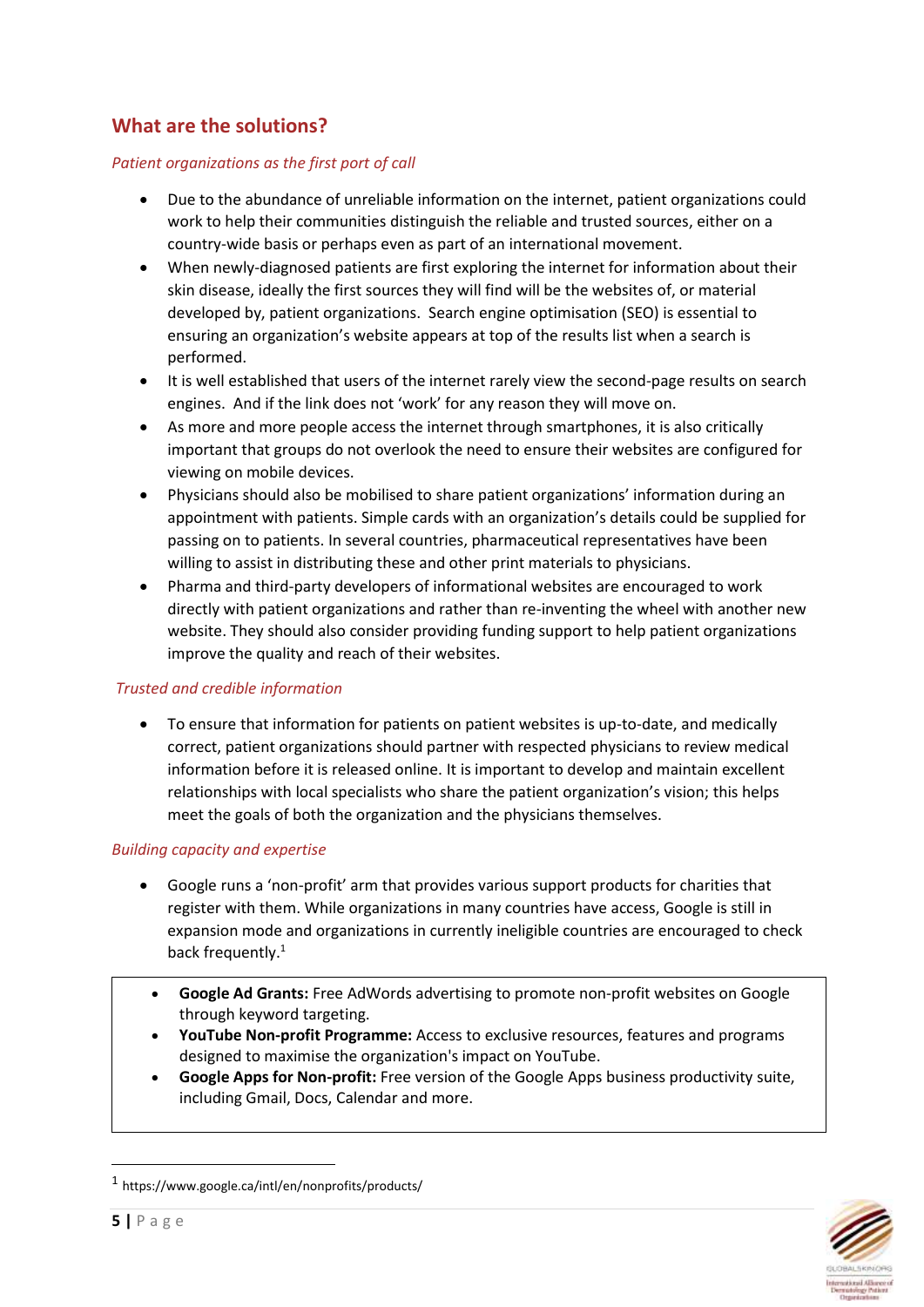## What are the solutions?

*Patient organizations as the first port of call*

- Due to the abundance of unreliable information on the internet, patient organizations could work to help their communities distinguish the reliable and trusted sources, either on a country-wide basis or perhaps even as part of an international movement.
- When newly-diagnosed patients are first exploring the internet for information about their skin disease, ideally the first sources they will find will be the websites of, or material developed by, patient organizations. Search engine optimisation (SEO) is essential to ensuring an organization's website appears at top of the results list when a search is performed.
- It is well established that users of the internet rarely view the second-page results on search engines. And if the link does not 'work' for any reason they will move on.
- As more and more people access the internet through smartphones, it is also critically important that groups do not overlook the need to ensure their websites are configured for viewing on mobile devices.
- Physicians should also be mobilised to share patient organizations' information during an appointment with patients. Simple cards with an organization's details could be supplied for passing on to patients. In several countries, pharmaceutical representatives have been willing to assist in distributing these and other print materials to physicians.
- Pharma and third-party developers of informational websites are encouraged to work directly with patient organizations and rather than re-inventing the wheel with another new website. They should also consider providing funding support to help patient organizations improve the quality and reach of their websites.

*Trusted and credible information*

- To ensure that information for patients on patient websites is up-to-date, and medically correct, patient organizations should partner with respected physicians to review medical information before it is released online. It is important to develop and maintain excellent relationships with local specialists who share the patient organization's vision; this helps meet the goals of both the organization and the physicians themselves.

*Building capacity and expertise*

- Google runs a 'non-profit' arm that provides various support products for charities that register with them. While organizations in many countries have access, Google is still in expansion mode and organizations in currently ineligible countries are encouraged to check back frequently.[1]

- **Google Ad Grants:** Free AdWords advertising to promote non-profit websites on Google through keyword targeting.
- **YouTube Non-profit Programme:** Access to exclusive resources, features and programs designed to maximise the organization's impact on YouTube.
- **Google Apps for Non-profit:** Free version of the Google Apps business productivity suite, including Gmail, Docs, Calendar and more.

[1] https://www.google.ca/intl/en/nonprofits/products/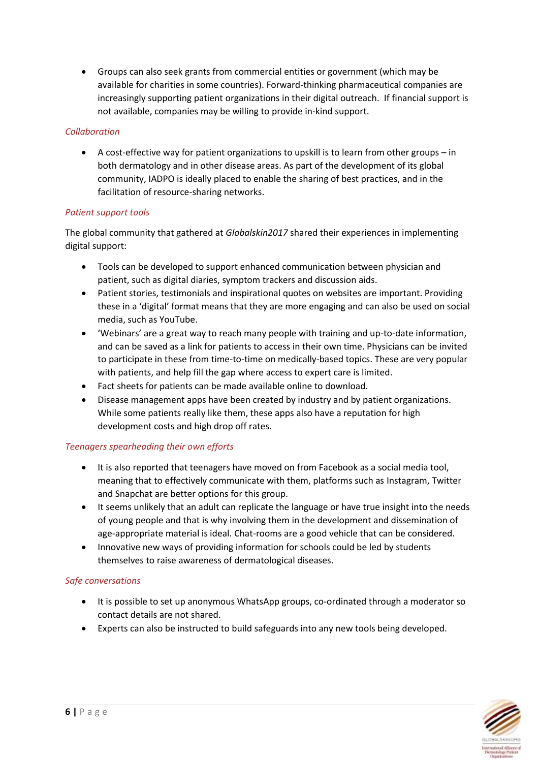- Groups can also seek grants from commercial entities or government (which may be available for charities in some countries). Forward-thinking pharmaceutical companies are increasingly supporting patient organizations in their digital outreach. If financial support is not available, companies may be willing to provide in-kind support.

*Collaboration*

- A cost-effective way for patient organizations to upskill is to learn from other groups – in both dermatology and in other disease areas. As part of the development of its global community, IADPO is ideally placed to enable the sharing of best practices, and in the facilitation of resource-sharing networks.

*Patient support tools*

The global community that gathered at *Globalskin2017* shared their experiences in implementing digital support:

- Tools can be developed to support enhanced communication between physician and patient, such as digital diaries, symptom trackers and discussion aids.
- Patient stories, testimonials and inspirational quotes on websites are important. Providing these in a 'digital' format means that they are more engaging and can also be used on social media, such as YouTube.
- 'Webinars' are a great way to reach many people with training and up-to-date information, and can be saved as a link for patients to access in their own time. Physicians can be invited to participate in these from time-to-time on medically-based topics. These are very popular with patients, and help fill the gap where access to expert care is limited.
- Fact sheets for patients can be made available online to download.
- Disease management apps have been created by industry and by patient organizations. While some patients really like them, these apps also have a reputation for high development costs and high drop off rates.

*Teenagers spearheading their own efforts*

- It is also reported that teenagers have moved on from Facebook as a social media tool, meaning that to effectively communicate with them, platforms such as Instagram, Twitter and Snapchat are better options for this group.
- It seems unlikely that an adult can replicate the language or have true insight into the needs of young people and that is why involving them in the development and dissemination of age-appropriate material is ideal. Chat-rooms are a good vehicle that can be considered.
- Innovative new ways of providing information for schools could be led by students themselves to raise awareness of dermatological diseases.

*Safe conversations*

- It is possible to set up anonymous WhatsApp groups, co-ordinated through a moderator so contact details are not shared.
- Experts can also be instructed to build safeguards into any new tools being developed.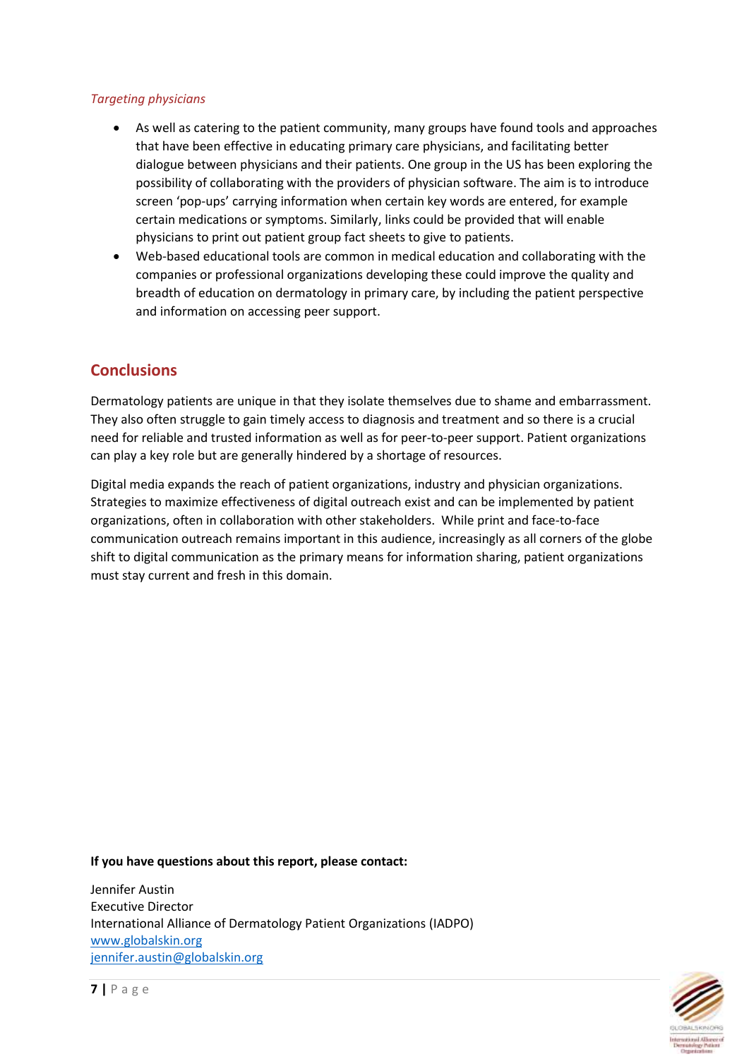*Targeting physicians*

- As well as catering to the patient community, many groups have found tools and approaches that have been effective in educating primary care physicians, and facilitating better dialogue between physicians and their patients. One group in the US has been exploring the possibility of collaborating with the providers of physician software. The aim is to introduce screen 'pop-ups' carrying information when certain key words are entered, for example certain medications or symptoms. Similarly, links could be provided that will enable physicians to print out patient group fact sheets to give to patients.
- Web-based educational tools are common in medical education and collaborating with the companies or professional organizations developing these could improve the quality and breadth of education on dermatology in primary care, by including the patient perspective and information on accessing peer support.

## Conclusions

Dermatology patients are unique in that they isolate themselves due to shame and embarrassment. They also often struggle to gain timely access to diagnosis and treatment and so there is a crucial need for reliable and trusted information as well as for peer-to-peer support. Patient organizations can play a key role but are generally hindered by a shortage of resources.

Digital media expands the reach of patient organizations, industry and physician organizations. Strategies to maximize effectiveness of digital outreach exist and can be implemented by patient organizations, often in collaboration with other stakeholders. While print and face-to-face communication outreach remains important in this audience, increasingly as all corners of the globe shift to digital communication as the primary means for information sharing, patient organizations must stay current and fresh in this domain.

**If you have questions about this report, please contact:**

Jennifer Austin
Executive Director
International Alliance of Dermatology Patient Organizations (IADPO)
www.globalskin.org
jennifer.austin@globalskin.org